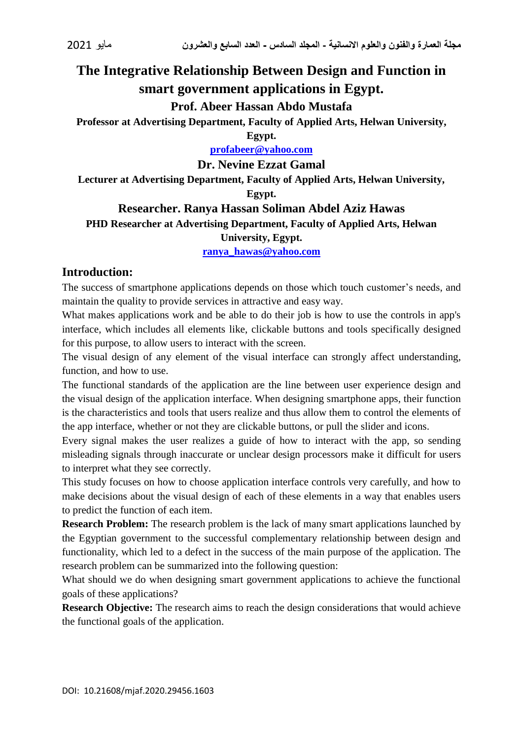# The Integrative Relationship Between Design and Function in smart government applications in Egypt.

**Prof. Abeer Hassan Abdo Mustafa**

**Professor at Advertising Department, Faculty of Applied Arts, Helwan University, Egypt.**

**profabeer@yahoo.com**

**Dr. Nevine Ezzat Gamal**

**Lecturer at Advertising Department, Faculty of Applied Arts, Helwan University, Egypt.**

**Researcher. Ranya Hassan Soliman Abdel Aziz Hawas**

**PHD Researcher at Advertising Department, Faculty of Applied Arts, Helwan University, Egypt.**

**ranya_hawas@yahoo.com**

## Introduction:

The success of smartphone applications depends on those which touch customer's needs, and maintain the quality to provide services in attractive and easy way.

What makes applications work and be able to do their job is how to use the controls in app's interface, which includes all elements like, clickable buttons and tools specifically designed for this purpose, to allow users to interact with the screen.

The visual design of any element of the visual interface can strongly affect understanding, function, and how to use.

The functional standards of the application are the line between user experience design and the visual design of the application interface. When designing smartphone apps, their function is the characteristics and tools that users realize and thus allow them to control the elements of the app interface, whether or not they are clickable buttons, or pull the slider and icons.

Every signal makes the user realizes a guide of how to interact with the app, so sending misleading signals through inaccurate or unclear design processors make it difficult for users to interpret what they see correctly.

This study focuses on how to choose application interface controls very carefully, and how to make decisions about the visual design of each of these elements in a way that enables users to predict the function of each item.

**Research Problem:** The research problem is the lack of many smart applications launched by the Egyptian government to the successful complementary relationship between design and functionality, which led to a defect in the success of the main purpose of the application. The research problem can be summarized into the following question:

What should we do when designing smart government applications to achieve the functional goals of these applications?

**Research Objective:** The research aims to reach the design considerations that would achieve the functional goals of the application.

DOI: 10.21608/mjaf.2020.29456.1603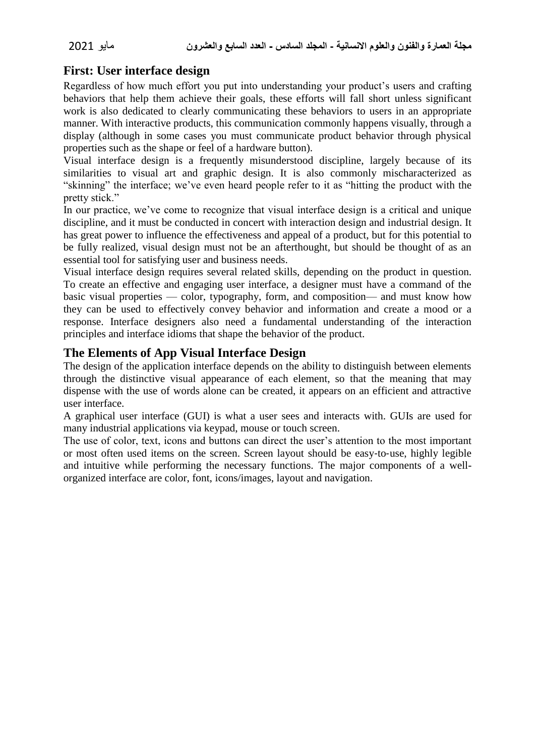## First: User interface design

Regardless of how much effort you put into understanding your product's users and crafting behaviors that help them achieve their goals, these efforts will fall short unless significant work is also dedicated to clearly communicating these behaviors to users in an appropriate manner. With interactive products, this communication commonly happens visually, through a display (although in some cases you must communicate product behavior through physical properties such as the shape or feel of a hardware button).

Visual interface design is a frequently misunderstood discipline, largely because of its similarities to visual art and graphic design. It is also commonly mischaracterized as "skinning" the interface; we've even heard people refer to it as "hitting the product with the pretty stick."

In our practice, we've come to recognize that visual interface design is a critical and unique discipline, and it must be conducted in concert with interaction design and industrial design. It has great power to influence the effectiveness and appeal of a product, but for this potential to be fully realized, visual design must not be an afterthought, but should be thought of as an essential tool for satisfying user and business needs.

Visual interface design requires several related skills, depending on the product in question. To create an effective and engaging user interface, a designer must have a command of the basic visual properties — color, typography, form, and composition— and must know how they can be used to effectively convey behavior and information and create a mood or a response. Interface designers also need a fundamental understanding of the interaction principles and interface idioms that shape the behavior of the product.

## The Elements of App Visual Interface Design

The design of the application interface depends on the ability to distinguish between elements through the distinctive visual appearance of each element, so that the meaning that may dispense with the use of words alone can be created, it appears on an efficient and attractive user interface.

A graphical user interface (GUI) is what a user sees and interacts with. GUIs are used for many industrial applications via keypad, mouse or touch screen.

The use of color, text, icons and buttons can direct the user's attention to the most important or most often used items on the screen. Screen layout should be easy-to-use, highly legible and intuitive while performing the necessary functions. The major components of a well-organized interface are color, font, icons/images, layout and navigation.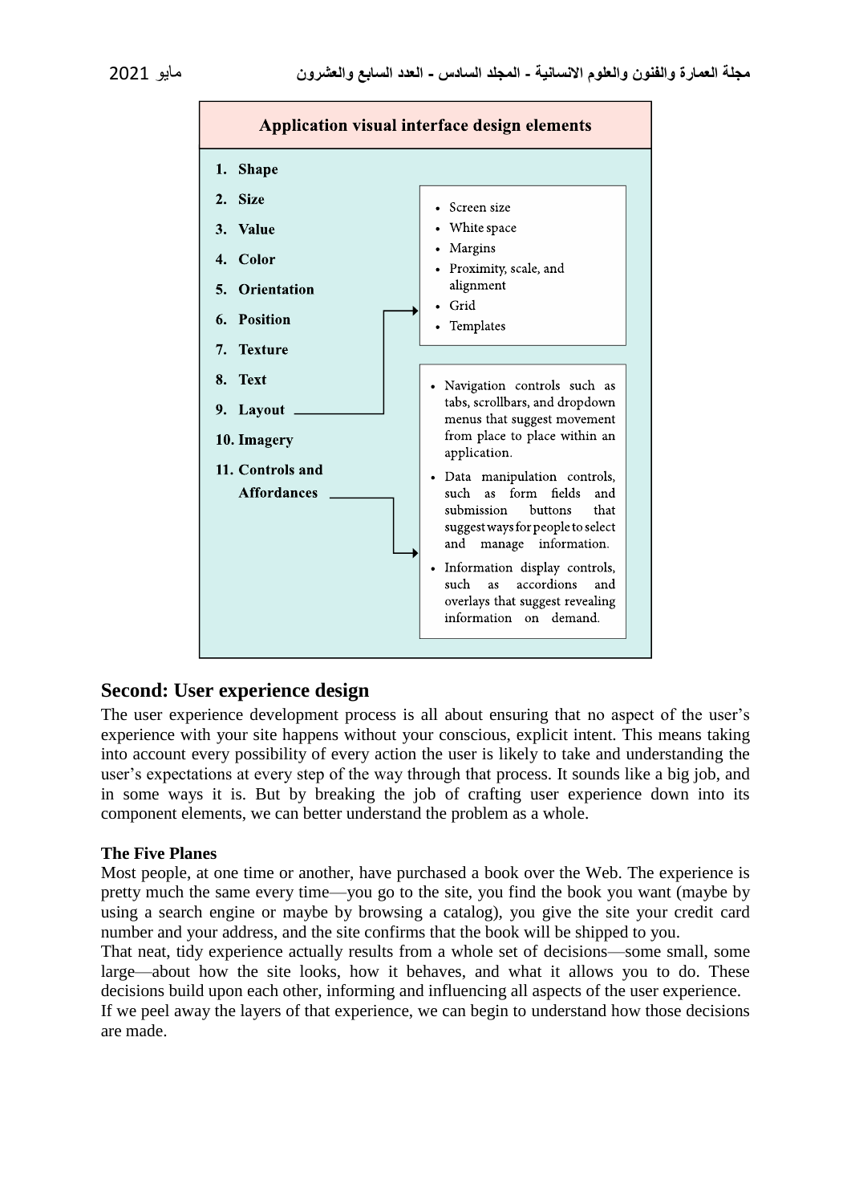**Application visual interface design elements**

1. Shape
2. Size
3. Value
4. Color
5. Orientation
6. Position
7. Texture
8. Text
9. Layout
   - Screen size
   - White space
   - Margins
   - Proximity, scale, and alignment
   - Grid
   - Templates
10. Imagery
11. Controls and Affordances
    - Navigation controls such as tabs, scrollbars, and dropdown menus that suggest movement from place to place within an application.
    - Data manipulation controls, such as form fields and submission buttons that suggest ways for people to select and manage information.
    - Information display controls, such as accordions and overlays that suggest revealing information on demand.

## Second: User experience design

The user experience development process is all about ensuring that no aspect of the user's experience with your site happens without your conscious, explicit intent. This means taking into account every possibility of every action the user is likely to take and understanding the user's expectations at every step of the way through that process. It sounds like a big job, and in some ways it is. But by breaking the job of crafting user experience down into its component elements, we can better understand the problem as a whole.

### The Five Planes

Most people, at one time or another, have purchased a book over the Web. The experience is pretty much the same every time—you go to the site, you find the book you want (maybe by using a search engine or maybe by browsing a catalog), you give the site your credit card number and your address, and the site confirms that the book will be shipped to you.

That neat, tidy experience actually results from a whole set of decisions—some small, some large—about how the site looks, how it behaves, and what it allows you to do. These decisions build upon each other, informing and influencing all aspects of the user experience.

If we peel away the layers of that experience, we can begin to understand how those decisions are made.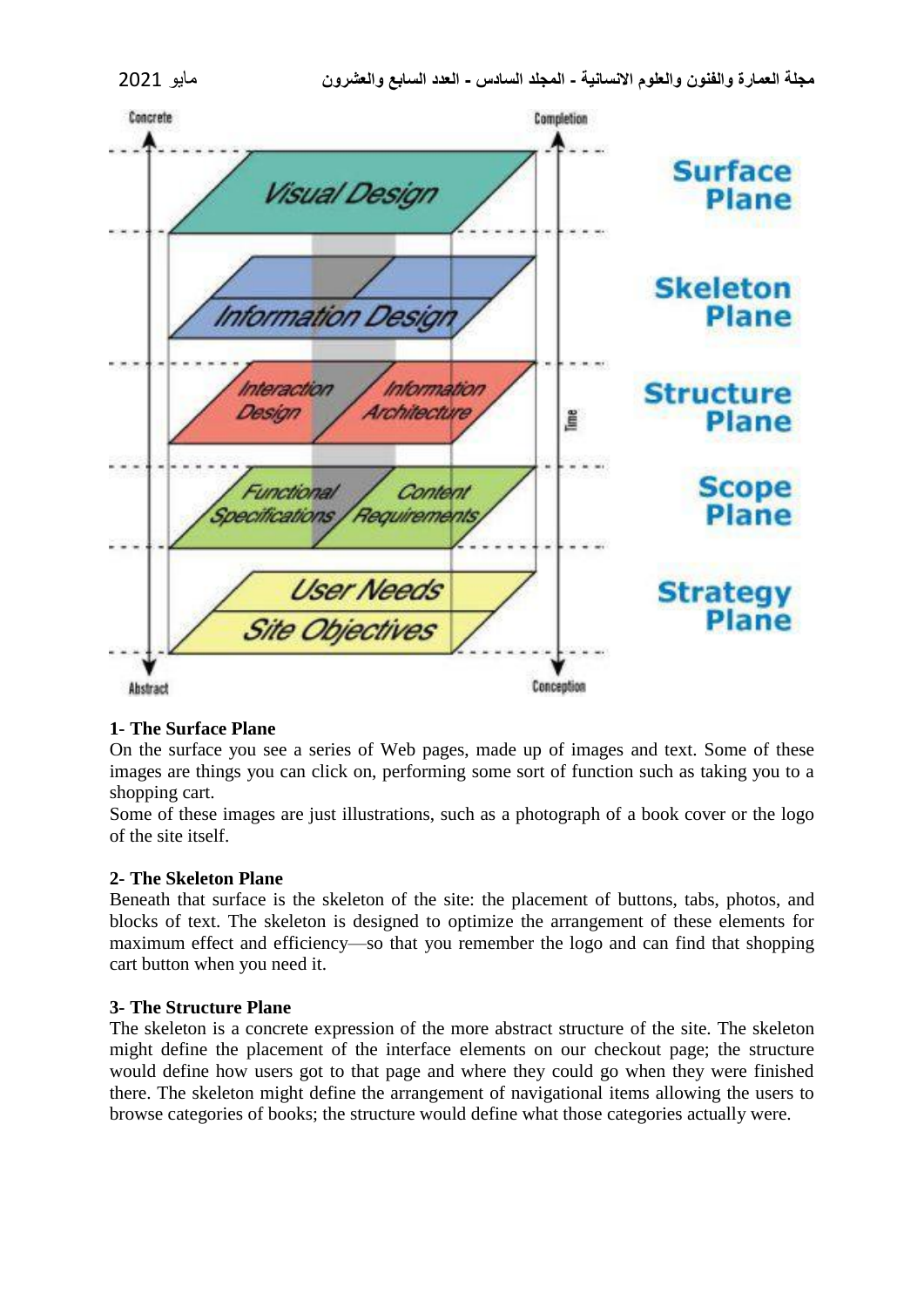## 1- The Surface Plane

On the surface you see a series of Web pages, made up of images and text. Some of these images are things you can click on, performing some sort of function such as taking you to a shopping cart.

Some of these images are just illustrations, such as a photograph of a book cover or the logo of the site itself.

## 2- The Skeleton Plane

Beneath that surface is the skeleton of the site: the placement of buttons, tabs, photos, and blocks of text. The skeleton is designed to optimize the arrangement of these elements for maximum effect and efficiency—so that you remember the logo and can find that shopping cart button when you need it.

## 3- The Structure Plane

The skeleton is a concrete expression of the more abstract structure of the site. The skeleton might define the placement of the interface elements on our checkout page; the structure would define how users got to that page and where they could go when they were finished there. The skeleton might define the arrangement of navigational items allowing the users to browse categories of books; the structure would define what those categories actually were.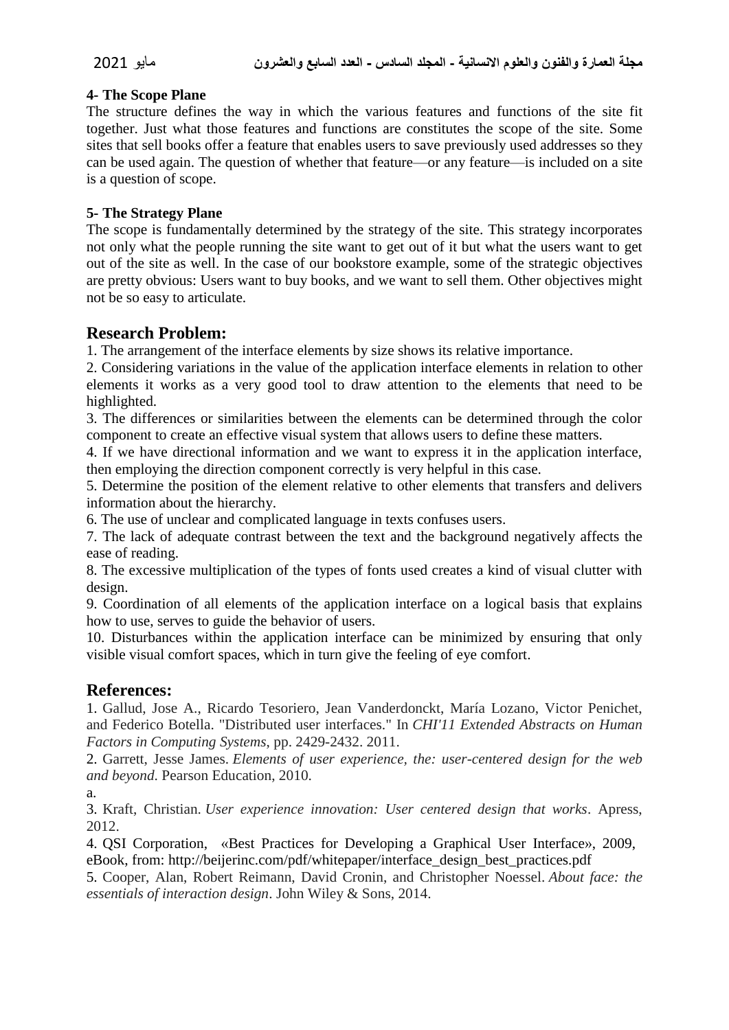**4- The Scope Plane**

The structure defines the way in which the various features and functions of the site fit together. Just what those features and functions are constitutes the scope of the site. Some sites that sell books offer a feature that enables users to save previously used addresses so they can be used again. The question of whether that feature—or any feature—is included on a site is a question of scope.

**5- The Strategy Plane**

The scope is fundamentally determined by the strategy of the site. This strategy incorporates not only what the people running the site want to get out of it but what the users want to get out of the site as well. In the case of our bookstore example, some of the strategic objectives are pretty obvious: Users want to buy books, and we want to sell them. Other objectives might not be so easy to articulate.

## Research Problem:

1. The arrangement of the interface elements by size shows its relative importance.
2. Considering variations in the value of the application interface elements in relation to other elements it works as a very good tool to draw attention to the elements that need to be highlighted.
3. The differences or similarities between the elements can be determined through the color component to create an effective visual system that allows users to define these matters.
4. If we have directional information and we want to express it in the application interface, then employing the direction component correctly is very helpful in this case.
5. Determine the position of the element relative to other elements that transfers and delivers information about the hierarchy.
6. The use of unclear and complicated language in texts confuses users.
7. The lack of adequate contrast between the text and the background negatively affects the ease of reading.
8. The excessive multiplication of the types of fonts used creates a kind of visual clutter with design.
9. Coordination of all elements of the application interface on a logical basis that explains how to use, serves to guide the behavior of users.
10. Disturbances within the application interface can be minimized by ensuring that only visible visual comfort spaces, which in turn give the feeling of eye comfort.

## References:

1. Gallud, Jose A., Ricardo Tesoriero, Jean Vanderdonckt, María Lozano, Victor Penichet, and Federico Botella. "Distributed user interfaces." In *CHI'11 Extended Abstracts on Human Factors in Computing Systems*, pp. 2429-2432. 2011.
2. Garrett, Jesse James. *Elements of user experience, the: user-centered design for the web and beyond*. Pearson Education, 2010.

a.

3. Kraft, Christian. *User experience innovation: User centered design that works*. Apress, 2012.
4. QSI Corporation, «Best Practices for Developing a Graphical User Interface», 2009, eBook, from: http://beijerinc.com/pdf/whitepaper/interface_design_best_practices.pdf
5. Cooper, Alan, Robert Reimann, David Cronin, and Christopher Noessel. *About face: the essentials of interaction design*. John Wiley & Sons, 2014.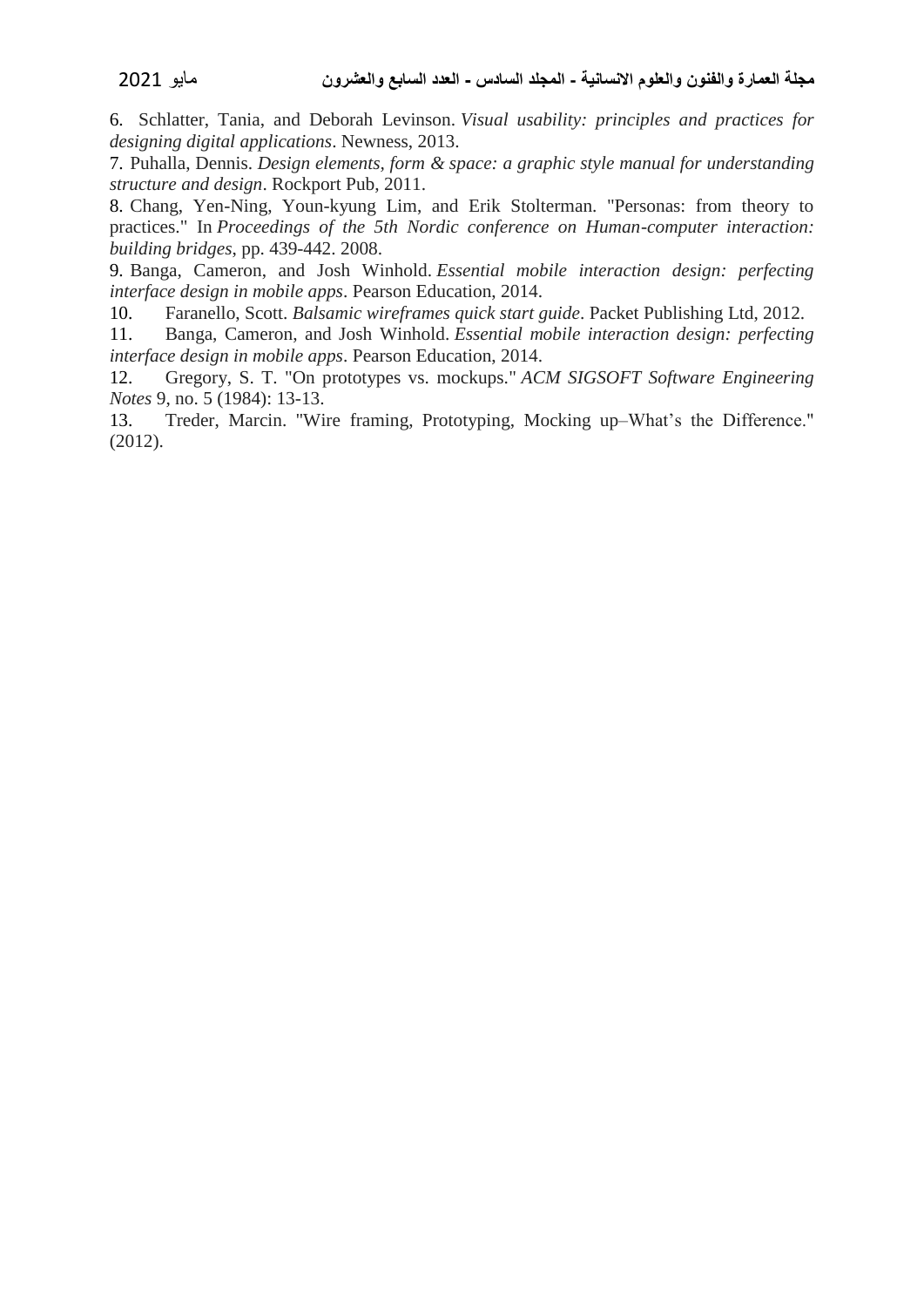6. Schlatter, Tania, and Deborah Levinson. *Visual usability: principles and practices for designing digital applications*. Newness, 2013.

7. Puhalla, Dennis. *Design elements, form & space: a graphic style manual for understanding structure and design*. Rockport Pub, 2011.

8. Chang, Yen-Ning, Youn-kyung Lim, and Erik Stolterman. "Personas: from theory to practices." In *Proceedings of the 5th Nordic conference on Human-computer interaction: building bridges*, pp. 439-442. 2008.

9. Banga, Cameron, and Josh Winhold. *Essential mobile interaction design: perfecting interface design in mobile apps*. Pearson Education, 2014.

10. Faranello, Scott. *Balsamic wireframes quick start guide*. Packet Publishing Ltd, 2012.

11. Banga, Cameron, and Josh Winhold. *Essential mobile interaction design: perfecting interface design in mobile apps*. Pearson Education, 2014.

12. Gregory, S. T. "On prototypes vs. mockups." *ACM SIGSOFT Software Engineering Notes* 9, no. 5 (1984): 13-13.

13. Treder, Marcin. "Wire framing, Prototyping, Mocking up–What's the Difference." (2012).